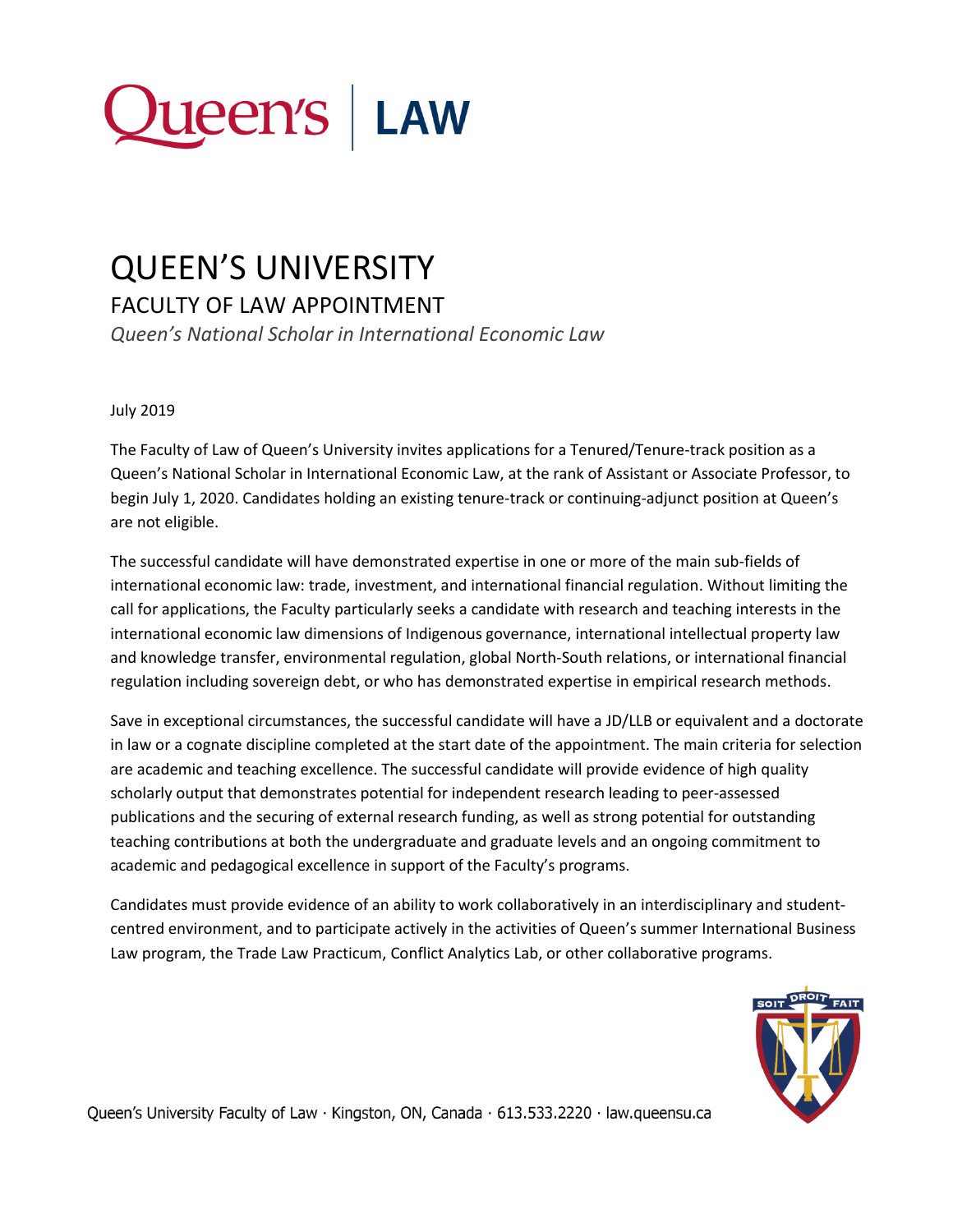# QUEEN'S UNIVERSITY

## FACULTY OF LAW APPOINTMENT

*Queen's National Scholar in International Economic Law*

July 2019

The Faculty of Law of Queen's University invites applications for a Tenured/Tenure-track position as a Queen's National Scholar in International Economic Law, at the rank of Assistant or Associate Professor, to begin July 1, 2020. Candidates holding an existing tenure-track or continuing-adjunct position at Queen's are not eligible.

The successful candidate will have demonstrated expertise in one or more of the main sub-fields of international economic law: trade, investment, and international financial regulation. Without limiting the call for applications, the Faculty particularly seeks a candidate with research and teaching interests in the international economic law dimensions of Indigenous governance, international intellectual property law and knowledge transfer, environmental regulation, global North-South relations, or international financial regulation including sovereign debt, or who has demonstrated expertise in empirical research methods.

Save in exceptional circumstances, the successful candidate will have a JD/LLB or equivalent and a doctorate in law or a cognate discipline completed at the start date of the appointment. The main criteria for selection are academic and teaching excellence. The successful candidate will provide evidence of high quality scholarly output that demonstrates potential for independent research leading to peer-assessed publications and the securing of external research funding, as well as strong potential for outstanding teaching contributions at both the undergraduate and graduate levels and an ongoing commitment to academic and pedagogical excellence in support of the Faculty's programs.

Candidates must provide evidence of an ability to work collaboratively in an interdisciplinary and student-centred environment, and to participate actively in the activities of Queen's summer International Business Law program, the Trade Law Practicum, Conflict Analytics Lab, or other collaborative programs.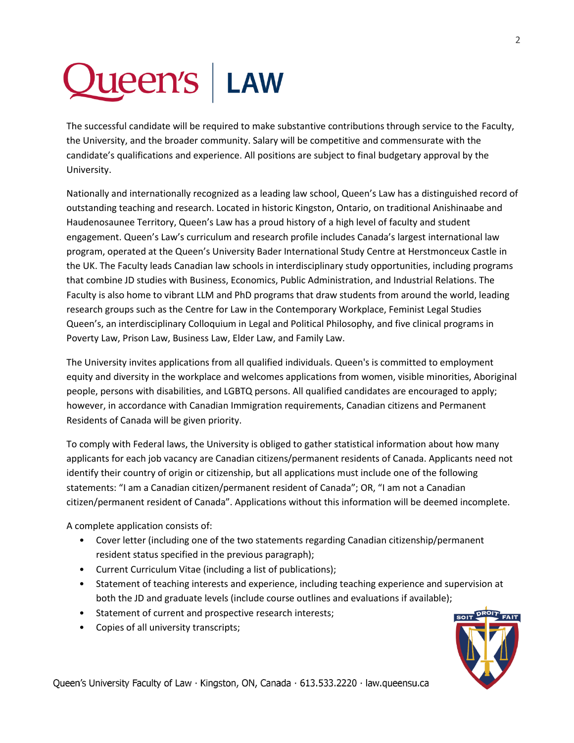The successful candidate will be required to make substantive contributions through service to the Faculty, the University, and the broader community. Salary will be competitive and commensurate with the candidate's qualifications and experience. All positions are subject to final budgetary approval by the University.

Nationally and internationally recognized as a leading law school, Queen's Law has a distinguished record of outstanding teaching and research. Located in historic Kingston, Ontario, on traditional Anishinaabe and Haudenosaunee Territory, Queen's Law has a proud history of a high level of faculty and student engagement. Queen's Law's curriculum and research profile includes Canada's largest international law program, operated at the Queen's University Bader International Study Centre at Herstmonceux Castle in the UK. The Faculty leads Canadian law schools in interdisciplinary study opportunities, including programs that combine JD studies with Business, Economics, Public Administration, and Industrial Relations. The Faculty is also home to vibrant LLM and PhD programs that draw students from around the world, leading research groups such as the Centre for Law in the Contemporary Workplace, Feminist Legal Studies Queen's, an interdisciplinary Colloquium in Legal and Political Philosophy, and five clinical programs in Poverty Law, Prison Law, Business Law, Elder Law, and Family Law.

The University invites applications from all qualified individuals. Queen's is committed to employment equity and diversity in the workplace and welcomes applications from women, visible minorities, Aboriginal people, persons with disabilities, and LGBTQ persons. All qualified candidates are encouraged to apply; however, in accordance with Canadian Immigration requirements, Canadian citizens and Permanent Residents of Canada will be given priority.

To comply with Federal laws, the University is obliged to gather statistical information about how many applicants for each job vacancy are Canadian citizens/permanent residents of Canada. Applicants need not identify their country of origin or citizenship, but all applications must include one of the following statements: "I am a Canadian citizen/permanent resident of Canada"; OR, "I am not a Canadian citizen/permanent resident of Canada". Applications without this information will be deemed incomplete.

A complete application consists of:

- Cover letter (including one of the two statements regarding Canadian citizenship/permanent resident status specified in the previous paragraph);
- Current Curriculum Vitae (including a list of publications);
- Statement of teaching interests and experience, including teaching experience and supervision at both the JD and graduate levels (include course outlines and evaluations if available);
- Statement of current and prospective research interests;
- Copies of all university transcripts;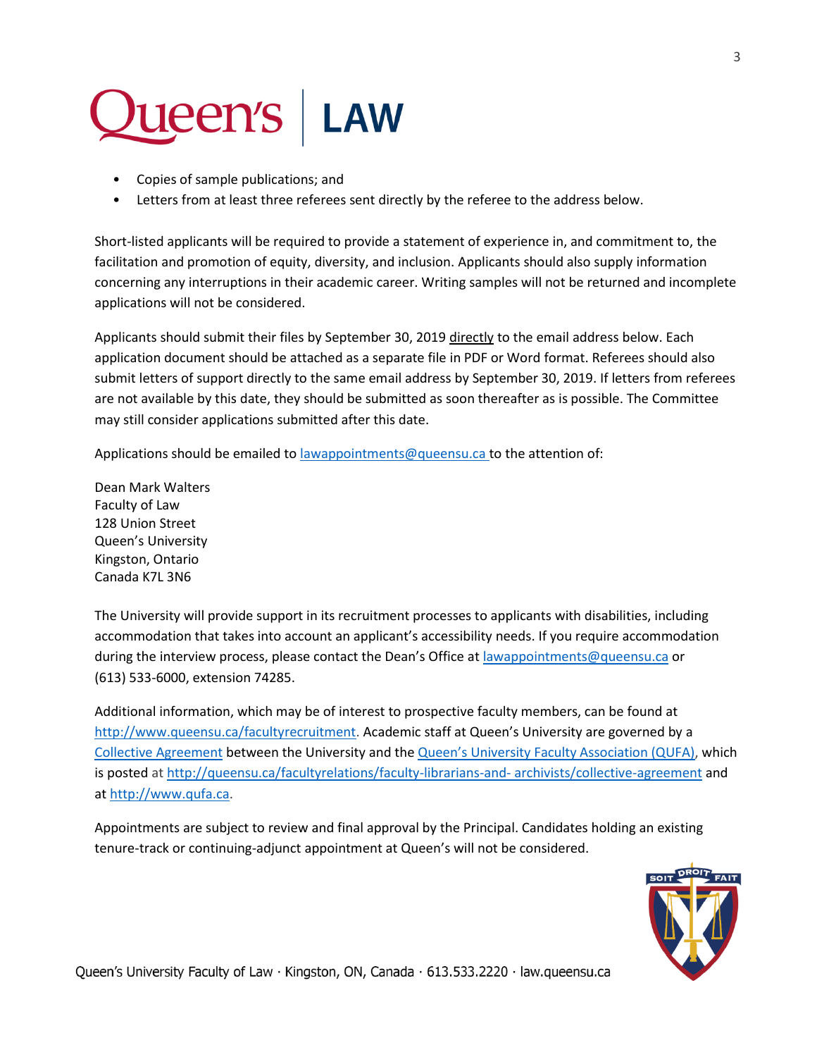- Copies of sample publications; and
- Letters from at least three referees sent directly by the referee to the address below.

Short-listed applicants will be required to provide a statement of experience in, and commitment to, the facilitation and promotion of equity, diversity, and inclusion. Applicants should also supply information concerning any interruptions in their academic career. Writing samples will not be returned and incomplete applications will not be considered.

Applicants should submit their files by September 30, 2019 directly to the email address below. Each application document should be attached as a separate file in PDF or Word format. Referees should also submit letters of support directly to the same email address by September 30, 2019. If letters from referees are not available by this date, they should be submitted as soon thereafter as is possible. The Committee may still consider applications submitted after this date.

Applications should be emailed to lawappointments@queensu.ca to the attention of:

Dean Mark Walters
Faculty of Law
128 Union Street
Queen's University
Kingston, Ontario
Canada K7L 3N6

The University will provide support in its recruitment processes to applicants with disabilities, including accommodation that takes into account an applicant's accessibility needs. If you require accommodation during the interview process, please contact the Dean's Office at lawappointments@queensu.ca or (613) 533-6000, extension 74285.

Additional information, which may be of interest to prospective faculty members, can be found at http://www.queensu.ca/facultyrecruitment. Academic staff at Queen's University are governed by a Collective Agreement between the University and the Queen's University Faculty Association (QUFA), which is posted at http://queensu.ca/facultyrelations/faculty-librarians-and- archivists/collective-agreement and at http://www.qufa.ca.

Appointments are subject to review and final approval by the Principal. Candidates holding an existing tenure-track or continuing-adjunct appointment at Queen's will not be considered.